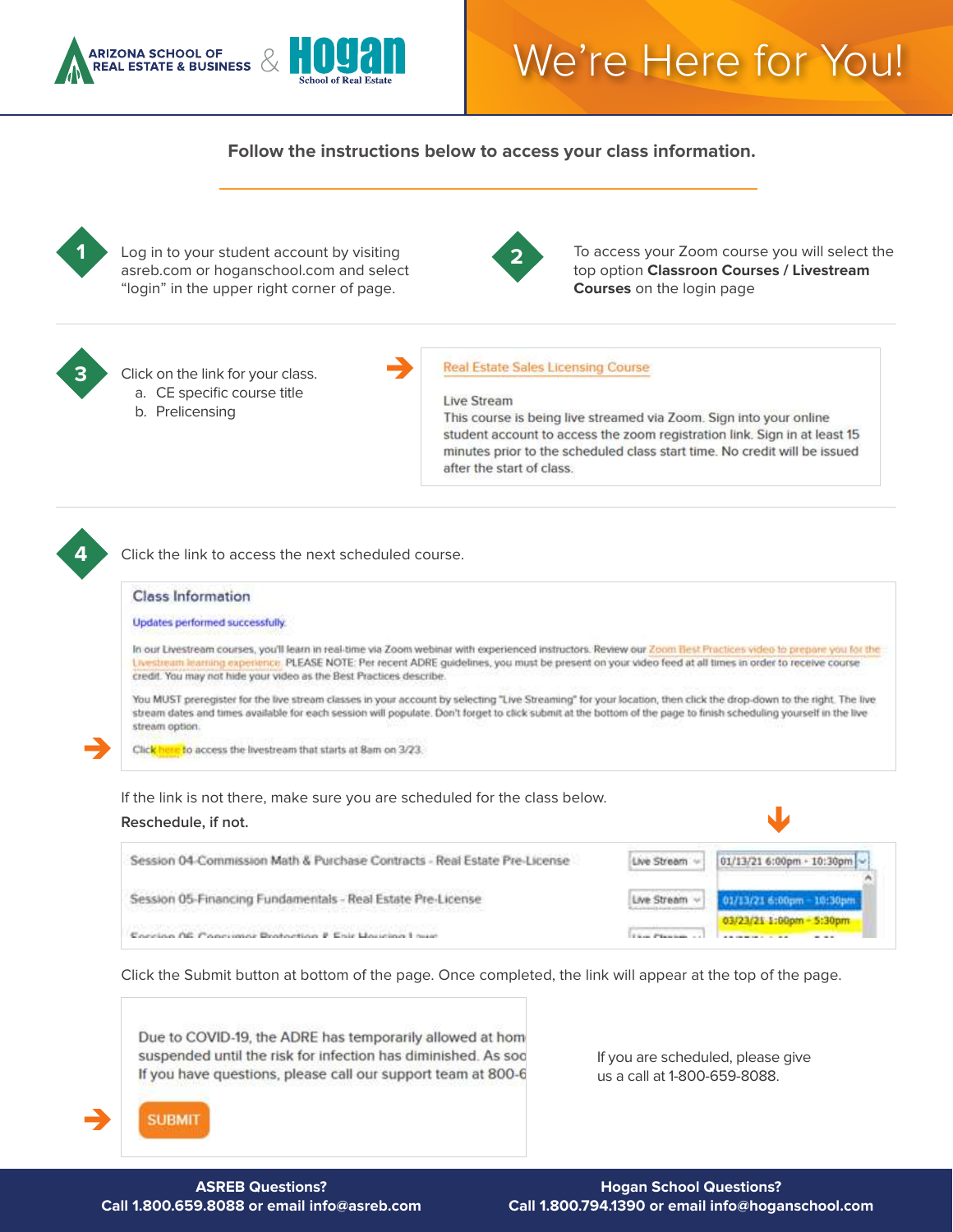ARIZONA SCHOOL OF REAL ESTATE & BUSINESS & Hogan School of Real Estate

# We're Here for You!

**Follow the instructions below to access your class information.**

**1** Log in to your student account by visiting asreb.com or hoganschool.com and select "login" in the upper right corner of page.

**2** To access your Zoom course you will select the top option **Classroon Courses / Livestream Courses** on the login page

**3** Click on the link for your class.

a. CE specific course title
b. Prelicensing

> Real Estate Sales Licensing Course
>
> Live Stream
> This course is being live streamed via Zoom. Sign into your online student account to access the zoom registration link. Sign in at least 15 minutes prior to the scheduled class start time. No credit will be issued after the start of class.

**4** Click the link to access the next scheduled course.

> **Class Information**
>
> Updates performed successfully.
>
> In our Livestream courses, you'll learn in real-time via Zoom webinar with experienced instructors. Review our Zoom Best Practices video to prepare you for the Livestream learning experience. PLEASE NOTE: Per recent ADRE guidelines, you must be present on your video feed at all times in order to receive course credit. You may not hide your video as the Best Practices describe.
>
> You MUST preregister for the live stream classes in your account by selecting "Live Streaming" for your location, then click the drop-down to the right. The live stream dates and times available for each session will populate. Don't forget to click submit at the bottom of the page to finish scheduling yourself in the live stream option.
>
> Click here to access the livestream that starts at 8am on 3/23.

If the link is not there, make sure you are scheduled for the class below.

**Reschedule, if not.**

| Session | Location | Date/Time |
|---|---|---|
| Session 04-Commission Math & Purchase Contracts - Real Estate Pre-License | Live Stream | 01/13/21 6:00pm - 10:30pm |
| Session 05-Financing Fundamentals - Real Estate Pre-License | Live Stream | 01/13/21 6:00pm - 10:30pm<br>03/23/21 1:00pm - 5:30pm |
| Session 06-Consumer Protection & Fair Housing Laws | Live Stream | |

Click the Submit button at bottom of the page. Once completed, the link will appear at the top of the page.

> Due to COVID-19, the ADRE has temporarily allowed at hom
> suspended until the risk for infection has diminished. As soo
> If you have questions, please call our support team at 800-6
>
> SUBMIT

If you are scheduled, please give us a call at 1-800-659-8088.

**ASREB Questions?**
**Call 1.800.659.8088 or email info@asreb.com**

**Hogan School Questions?**
**Call 1.800.794.1390 or email info@hoganschool.com**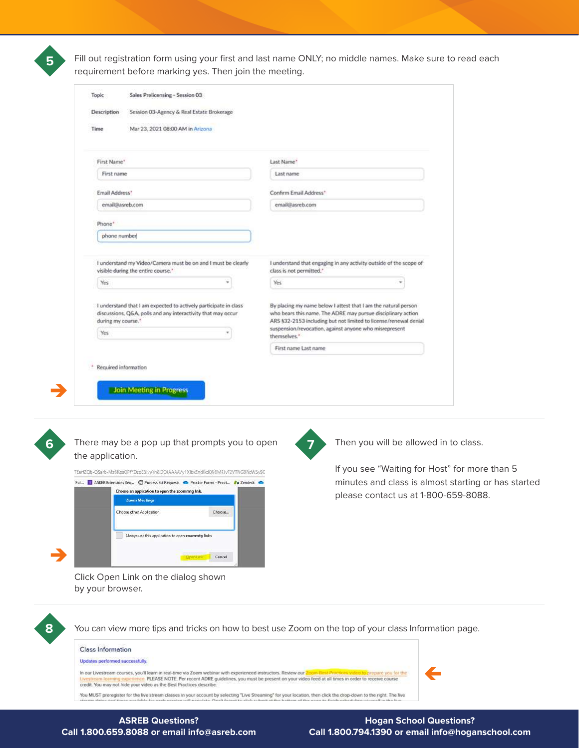**5** Fill out registration form using your first and last name ONLY; no middle names. Make sure to read each requirement before marking yes. Then join the meeting.

Topic: Sales Prelicensing - Session 03

Description: Session 03-Agency & Real Estate Brokerage

Time: Mar 23, 2021 08:00 AM in Arizona

First Name*: First name

Last Name*: Last name

Email Address*: email@asreb.com

Confirm Email Address*: email@asreb.com

Phone*: phone number

I understand my Video/Camera must be on and I must be clearly visible during the entire course.*: Yes

I understand that engaging in any activity outside of the scope of class is not permitted.*: Yes

I understand that I am expected to actively participate in class discussions, Q&A, polls and any interactivity that may occur during my course.*: Yes

By placing my name below I attest that I am the natural person who bears this name. The ADRE may pursue disciplinary action ARS §32-2153 including but not limited to license/renewal denial suspension/revocation, against anyone who misrepresent themselves.*: First name Last name

\* Required information

Join Meeting in Progress

**6** There may be a pop up that prompts you to open the application.

Choose an application to open the zoommtg link.

Zoom Meetings

Choose other Application — Choose...

Always use this application to open zoommtg links

Open Link — Cancel

Click Open Link on the dialog shown by your browser.

**7** Then you will be allowed in to class.

If you see "Waiting for Host" for more than 5 minutes and class is almost starting or has started please contact us at 1-800-659-8088.

**8** You can view more tips and tricks on how to best use Zoom on the top of your class Information page.

Class Information

Updates performed successfully

In our Livestream courses, you'll learn in real-time via Zoom webinar with experienced instructors. Review our Zoom Best Practices video to prepare you for the Livestream learning experience. PLEASE NOTE: Per recent ADRE guidelines, you must be present on your video feed at all times in order to receive course credit. You may not hide your video as the Best Practices describe.

You MUST preregister for the live stream classes in your account by selecting "Live Streaming" for your location, then click the drop-down to the right. The live

**ASREB Questions?**
**Call 1.800.659.8088 or email info@asreb.com**

**Hogan School Questions?**
**Call 1.800.794.1390 or email info@hoganschool.com**